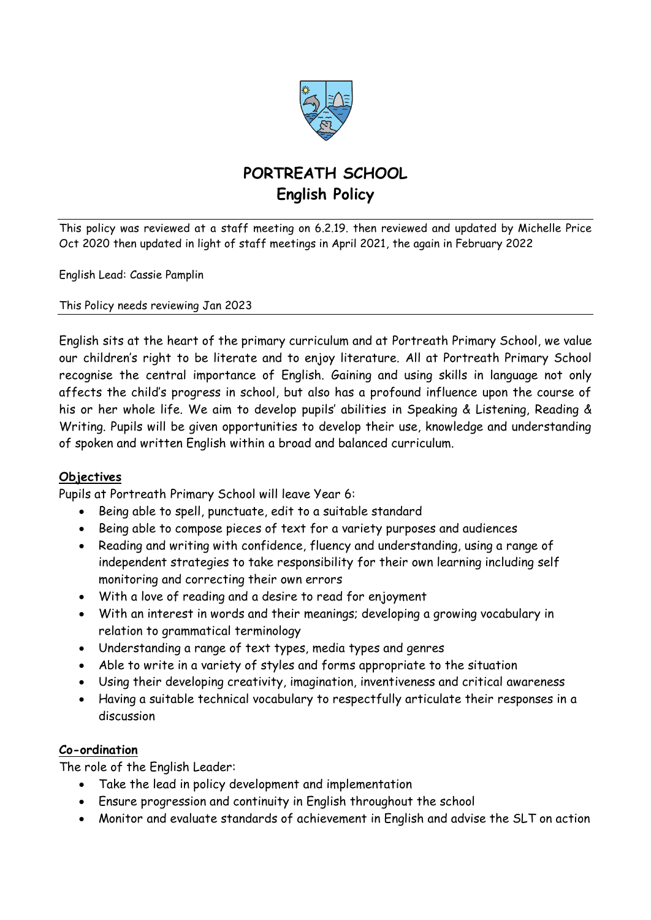# PORTREATH SCHOOL
## English Policy

This policy was reviewed at a staff meeting on 6.2.19. then reviewed and updated by Michelle Price Oct 2020 then updated in light of staff meetings in April 2021, the again in February 2022

English Lead: Cassie Pamplin

This Policy needs reviewing Jan 2023

English sits at the heart of the primary curriculum and at Portreath Primary School, we value our children's right to be literate and to enjoy literature. All at Portreath Primary School recognise the central importance of English. Gaining and using skills in language not only affects the child's progress in school, but also has a profound influence upon the course of his or her whole life. We aim to develop pupils' abilities in Speaking & Listening, Reading & Writing. Pupils will be given opportunities to develop their use, knowledge and understanding of spoken and written English within a broad and balanced curriculum.

### Objectives

Pupils at Portreath Primary School will leave Year 6:

- Being able to spell, punctuate, edit to a suitable standard
- Being able to compose pieces of text for a variety purposes and audiences
- Reading and writing with confidence, fluency and understanding, using a range of independent strategies to take responsibility for their own learning including self monitoring and correcting their own errors
- With a love of reading and a desire to read for enjoyment
- With an interest in words and their meanings; developing a growing vocabulary in relation to grammatical terminology
- Understanding a range of text types, media types and genres
- Able to write in a variety of styles and forms appropriate to the situation
- Using their developing creativity, imagination, inventiveness and critical awareness
- Having a suitable technical vocabulary to respectfully articulate their responses in a discussion

### Co-ordination

The role of the English Leader:

- Take the lead in policy development and implementation
- Ensure progression and continuity in English throughout the school
- Monitor and evaluate standards of achievement in English and advise the SLT on action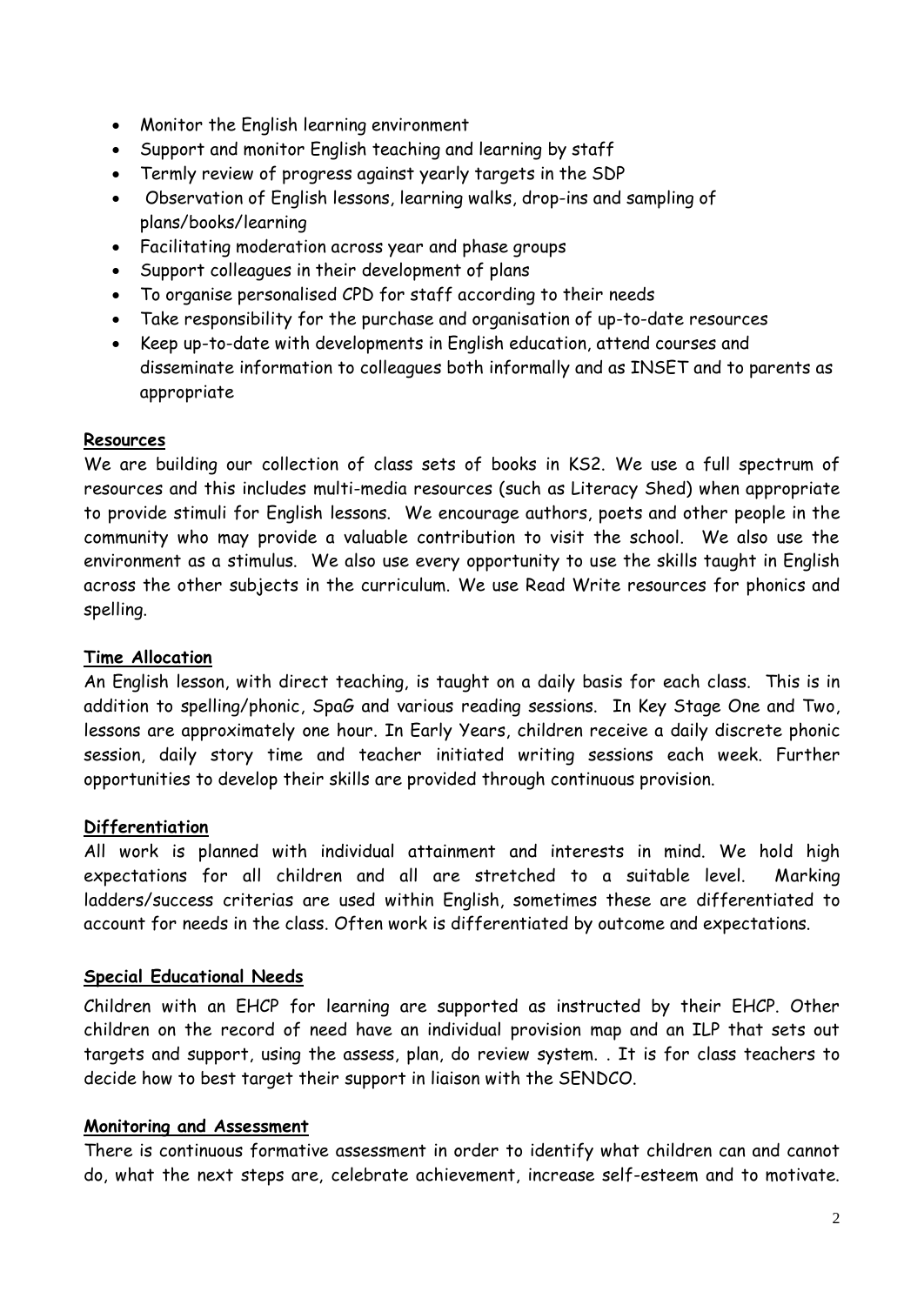- Monitor the English learning environment
- Support and monitor English teaching and learning by staff
- Termly review of progress against yearly targets in the SDP
- Observation of English lessons, learning walks, drop-ins and sampling of plans/books/learning
- Facilitating moderation across year and phase groups
- Support colleagues in their development of plans
- To organise personalised CPD for staff according to their needs
- Take responsibility for the purchase and organisation of up-to-date resources
- Keep up-to-date with developments in English education, attend courses and disseminate information to colleagues both informally and as INSET and to parents as appropriate

**Resources**

We are building our collection of class sets of books in KS2. We use a full spectrum of resources and this includes multi-media resources (such as Literacy Shed) when appropriate to provide stimuli for English lessons. We encourage authors, poets and other people in the community who may provide a valuable contribution to visit the school. We also use the environment as a stimulus. We also use every opportunity to use the skills taught in English across the other subjects in the curriculum. We use Read Write resources for phonics and spelling.

**Time Allocation**

An English lesson, with direct teaching, is taught on a daily basis for each class. This is in addition to spelling/phonic, SpaG and various reading sessions. In Key Stage One and Two, lessons are approximately one hour. In Early Years, children receive a daily discrete phonic session, daily story time and teacher initiated writing sessions each week. Further opportunities to develop their skills are provided through continuous provision.

**Differentiation**

All work is planned with individual attainment and interests in mind. We hold high expectations for all children and all are stretched to a suitable level. Marking ladders/success criterias are used within English, sometimes these are differentiated to account for needs in the class. Often work is differentiated by outcome and expectations.

**Special Educational Needs**

Children with an EHCP for learning are supported as instructed by their EHCP. Other children on the record of need have an individual provision map and an ILP that sets out targets and support, using the assess, plan, do review system. . It is for class teachers to decide how to best target their support in liaison with the SENDCO.

**Monitoring and Assessment**

There is continuous formative assessment in order to identify what children can and cannot do, what the next steps are, celebrate achievement, increase self-esteem and to motivate.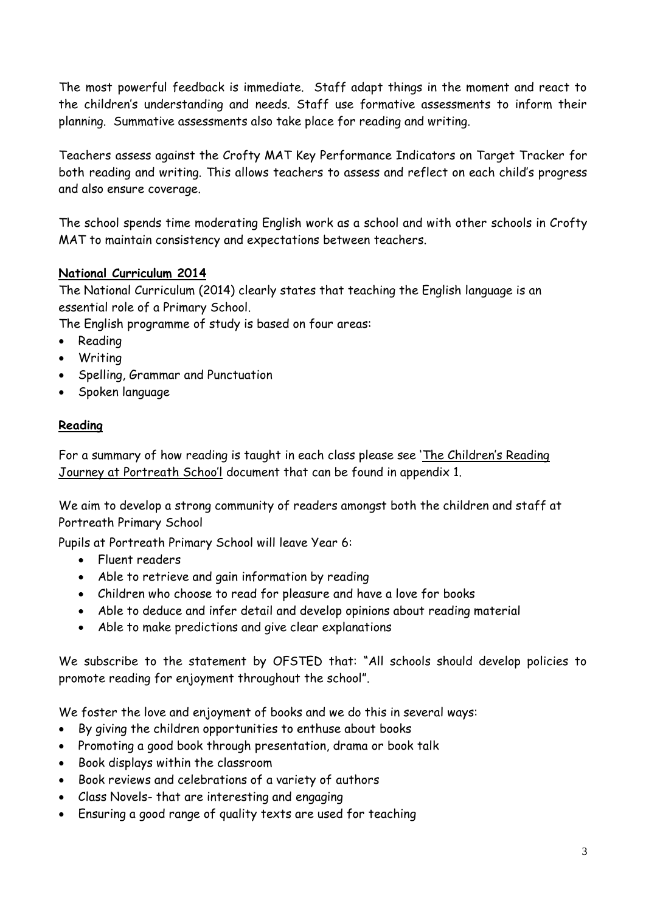The most powerful feedback is immediate. Staff adapt things in the moment and react to the children's understanding and needs. Staff use formative assessments to inform their planning. Summative assessments also take place for reading and writing.

Teachers assess against the Crofty MAT Key Performance Indicators on Target Tracker for both reading and writing. This allows teachers to assess and reflect on each child's progress and also ensure coverage.

The school spends time moderating English work as a school and with other schools in Crofty MAT to maintain consistency and expectations between teachers.

## National Curriculum 2014

The National Curriculum (2014) clearly states that teaching the English language is an essential role of a Primary School.

The English programme of study is based on four areas:

- Reading
- Writing
- Spelling, Grammar and Punctuation
- Spoken language

## Reading

For a summary of how reading is taught in each class please see 'The Children's Reading Journey at Portreath Schoo'l document that can be found in appendix 1.

We aim to develop a strong community of readers amongst both the children and staff at Portreath Primary School

Pupils at Portreath Primary School will leave Year 6:

- Fluent readers
- Able to retrieve and gain information by reading
- Children who choose to read for pleasure and have a love for books
- Able to deduce and infer detail and develop opinions about reading material
- Able to make predictions and give clear explanations

We subscribe to the statement by OFSTED that: "All schools should develop policies to promote reading for enjoyment throughout the school".

We foster the love and enjoyment of books and we do this in several ways:

- By giving the children opportunities to enthuse about books
- Promoting a good book through presentation, drama or book talk
- Book displays within the classroom
- Book reviews and celebrations of a variety of authors
- Class Novels- that are interesting and engaging
- Ensuring a good range of quality texts are used for teaching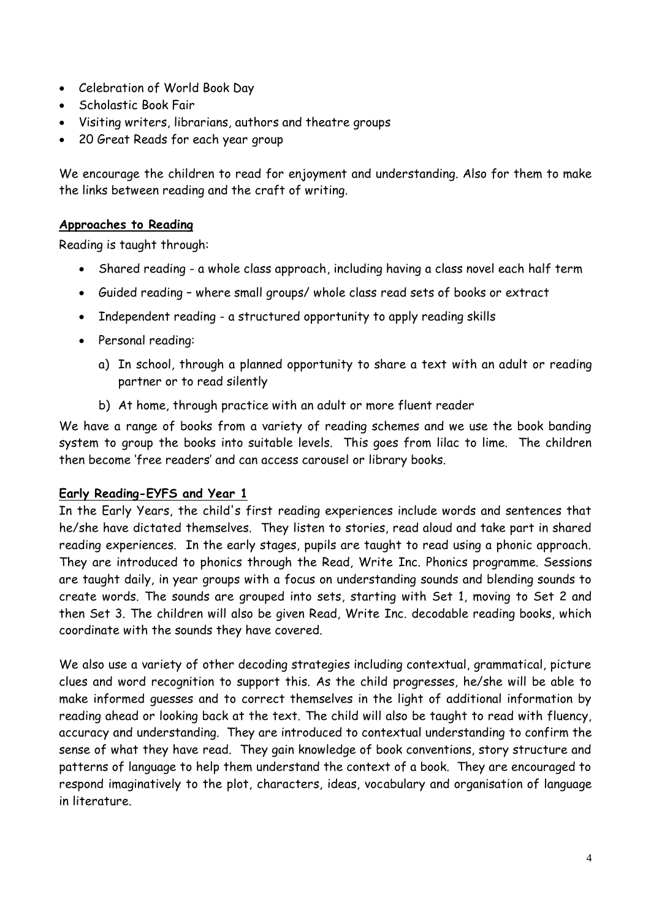- Celebration of World Book Day
- Scholastic Book Fair
- Visiting writers, librarians, authors and theatre groups
- 20 Great Reads for each year group

We encourage the children to read for enjoyment and understanding. Also for them to make the links between reading and the craft of writing.

**Approaches to Reading**

Reading is taught through:

- Shared reading - a whole class approach, including having a class novel each half term
- Guided reading – where small groups/ whole class read sets of books or extract
- Independent reading - a structured opportunity to apply reading skills
- Personal reading:
    a) In school, through a planned opportunity to share a text with an adult or reading partner or to read silently
    b) At home, through practice with an adult or more fluent reader

We have a range of books from a variety of reading schemes and we use the book banding system to group the books into suitable levels. This goes from lilac to lime. The children then become 'free readers' and can access carousel or library books.

**Early Reading-EYFS and Year 1**

In the Early Years, the child's first reading experiences include words and sentences that he/she have dictated themselves. They listen to stories, read aloud and take part in shared reading experiences. In the early stages, pupils are taught to read using a phonic approach. They are introduced to phonics through the Read, Write Inc. Phonics programme. Sessions are taught daily, in year groups with a focus on understanding sounds and blending sounds to create words. The sounds are grouped into sets, starting with Set 1, moving to Set 2 and then Set 3. The children will also be given Read, Write Inc. decodable reading books, which coordinate with the sounds they have covered.

We also use a variety of other decoding strategies including contextual, grammatical, picture clues and word recognition to support this. As the child progresses, he/she will be able to make informed guesses and to correct themselves in the light of additional information by reading ahead or looking back at the text. The child will also be taught to read with fluency, accuracy and understanding. They are introduced to contextual understanding to confirm the sense of what they have read. They gain knowledge of book conventions, story structure and patterns of language to help them understand the context of a book. They are encouraged to respond imaginatively to the plot, characters, ideas, vocabulary and organisation of language in literature.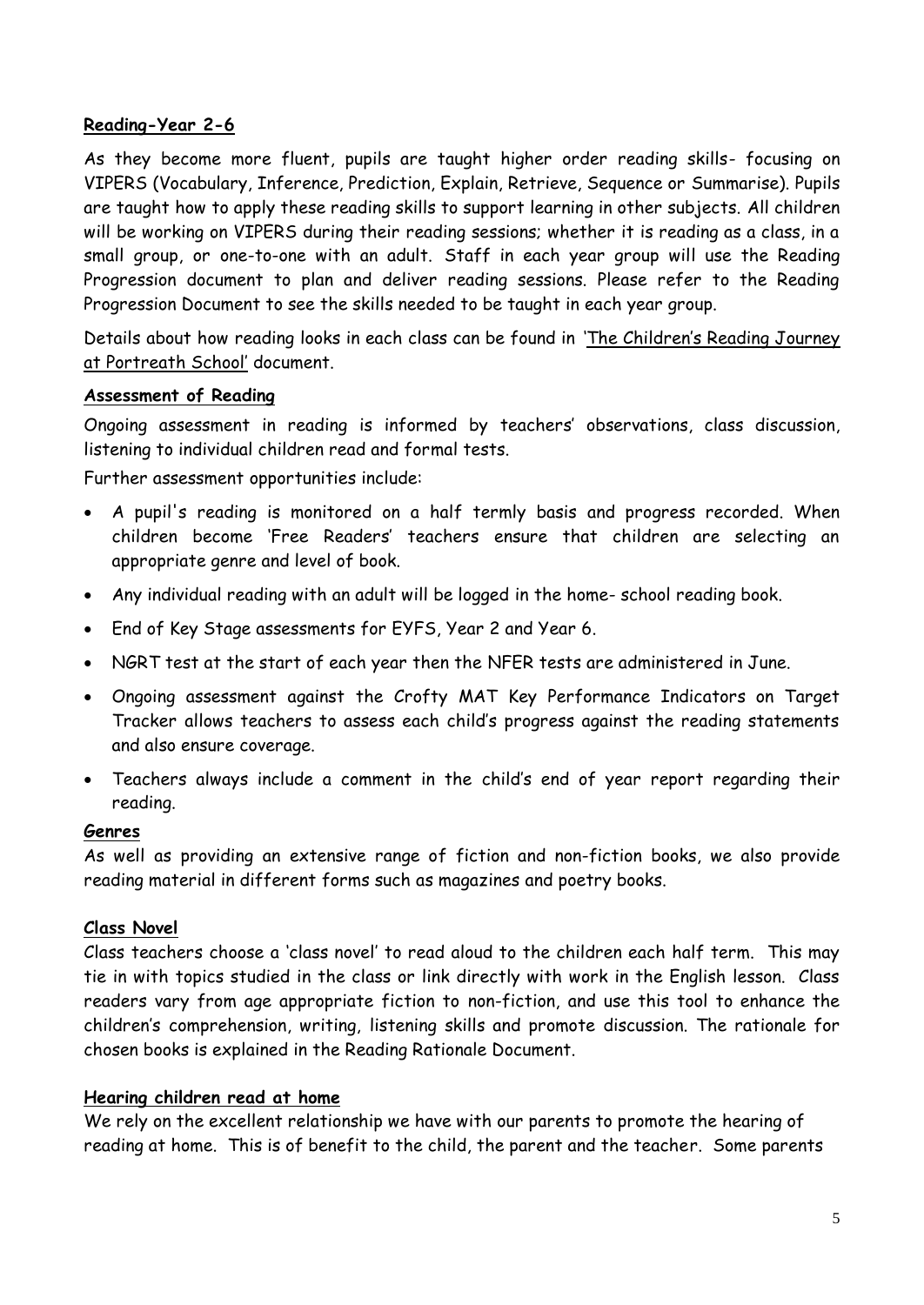## Reading-Year 2-6

As they become more fluent, pupils are taught higher order reading skills- focusing on VIPERS (Vocabulary, Inference, Prediction, Explain, Retrieve, Sequence or Summarise). Pupils are taught how to apply these reading skills to support learning in other subjects. All children will be working on VIPERS during their reading sessions; whether it is reading as a class, in a small group, or one-to-one with an adult. Staff in each year group will use the Reading Progression document to plan and deliver reading sessions. Please refer to the Reading Progression Document to see the skills needed to be taught in each year group.

Details about how reading looks in each class can be found in 'The Children's Reading Journey at Portreath School' document.

## Assessment of Reading

Ongoing assessment in reading is informed by teachers' observations, class discussion, listening to individual children read and formal tests.

Further assessment opportunities include:

- A pupil's reading is monitored on a half termly basis and progress recorded. When children become 'Free Readers' teachers ensure that children are selecting an appropriate genre and level of book.
- Any individual reading with an adult will be logged in the home- school reading book.
- End of Key Stage assessments for EYFS, Year 2 and Year 6.
- NGRT test at the start of each year then the NFER tests are administered in June.
- Ongoing assessment against the Crofty MAT Key Performance Indicators on Target Tracker allows teachers to assess each child's progress against the reading statements and also ensure coverage.
- Teachers always include a comment in the child's end of year report regarding their reading.

## Genres

As well as providing an extensive range of fiction and non-fiction books, we also provide reading material in different forms such as magazines and poetry books.

## Class Novel

Class teachers choose a 'class novel' to read aloud to the children each half term. This may tie in with topics studied in the class or link directly with work in the English lesson. Class readers vary from age appropriate fiction to non-fiction, and use this tool to enhance the children's comprehension, writing, listening skills and promote discussion. The rationale for chosen books is explained in the Reading Rationale Document.

## Hearing children read at home

We rely on the excellent relationship we have with our parents to promote the hearing of reading at home. This is of benefit to the child, the parent and the teacher. Some parents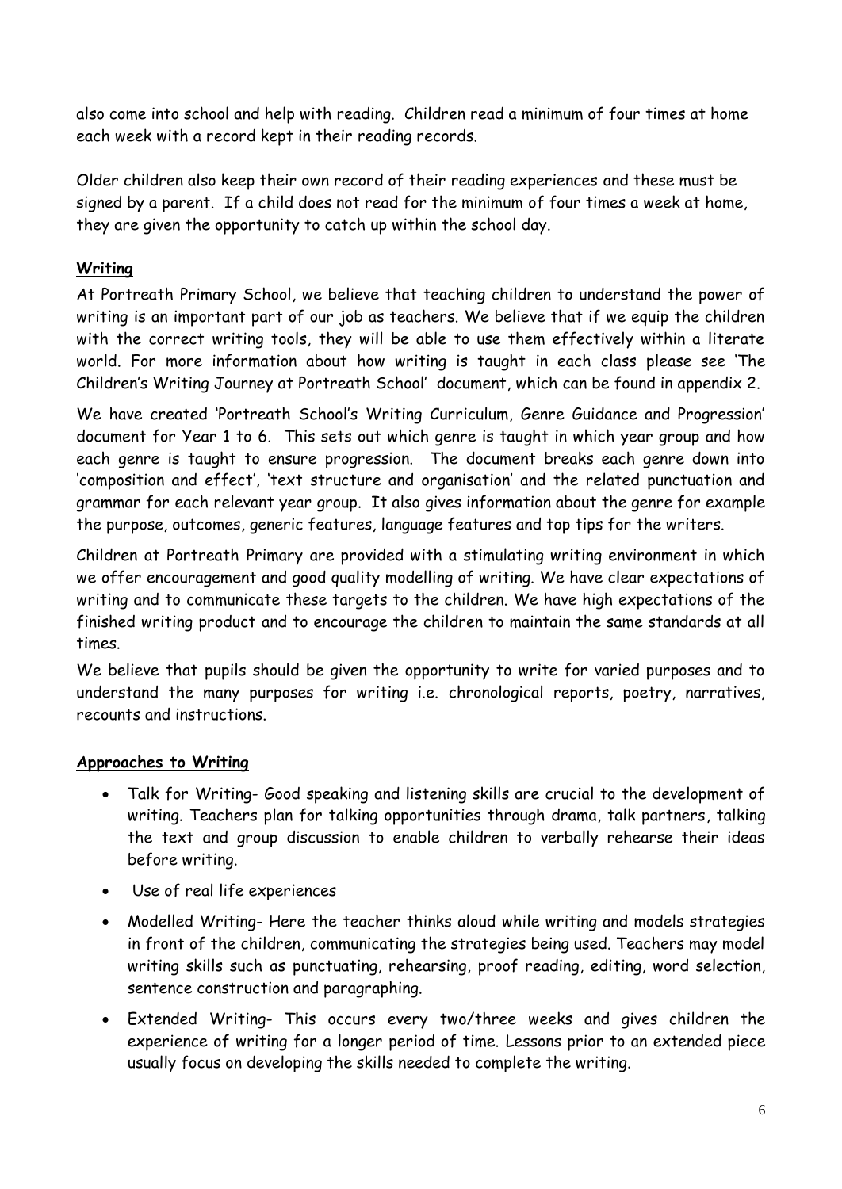also come into school and help with reading. Children read a minimum of four times at home each week with a record kept in their reading records.

Older children also keep their own record of their reading experiences and these must be signed by a parent. If a child does not read for the minimum of four times a week at home, they are given the opportunity to catch up within the school day.

## Writing

At Portreath Primary School, we believe that teaching children to understand the power of writing is an important part of our job as teachers. We believe that if we equip the children with the correct writing tools, they will be able to use them effectively within a literate world. For more information about how writing is taught in each class please see 'The Children's Writing Journey at Portreath School' document, which can be found in appendix 2.

We have created 'Portreath School's Writing Curriculum, Genre Guidance and Progression' document for Year 1 to 6. This sets out which genre is taught in which year group and how each genre is taught to ensure progression. The document breaks each genre down into 'composition and effect', 'text structure and organisation' and the related punctuation and grammar for each relevant year group. It also gives information about the genre for example the purpose, outcomes, generic features, language features and top tips for the writers.

Children at Portreath Primary are provided with a stimulating writing environment in which we offer encouragement and good quality modelling of writing. We have clear expectations of writing and to communicate these targets to the children. We have high expectations of the finished writing product and to encourage the children to maintain the same standards at all times.

We believe that pupils should be given the opportunity to write for varied purposes and to understand the many purposes for writing i.e. chronological reports, poetry, narratives, recounts and instructions.

## Approaches to Writing

- Talk for Writing- Good speaking and listening skills are crucial to the development of writing. Teachers plan for talking opportunities through drama, talk partners, talking the text and group discussion to enable children to verbally rehearse their ideas before writing.
- Use of real life experiences
- Modelled Writing- Here the teacher thinks aloud while writing and models strategies in front of the children, communicating the strategies being used. Teachers may model writing skills such as punctuating, rehearsing, proof reading, editing, word selection, sentence construction and paragraphing.
- Extended Writing- This occurs every two/three weeks and gives children the experience of writing for a longer period of time. Lessons prior to an extended piece usually focus on developing the skills needed to complete the writing.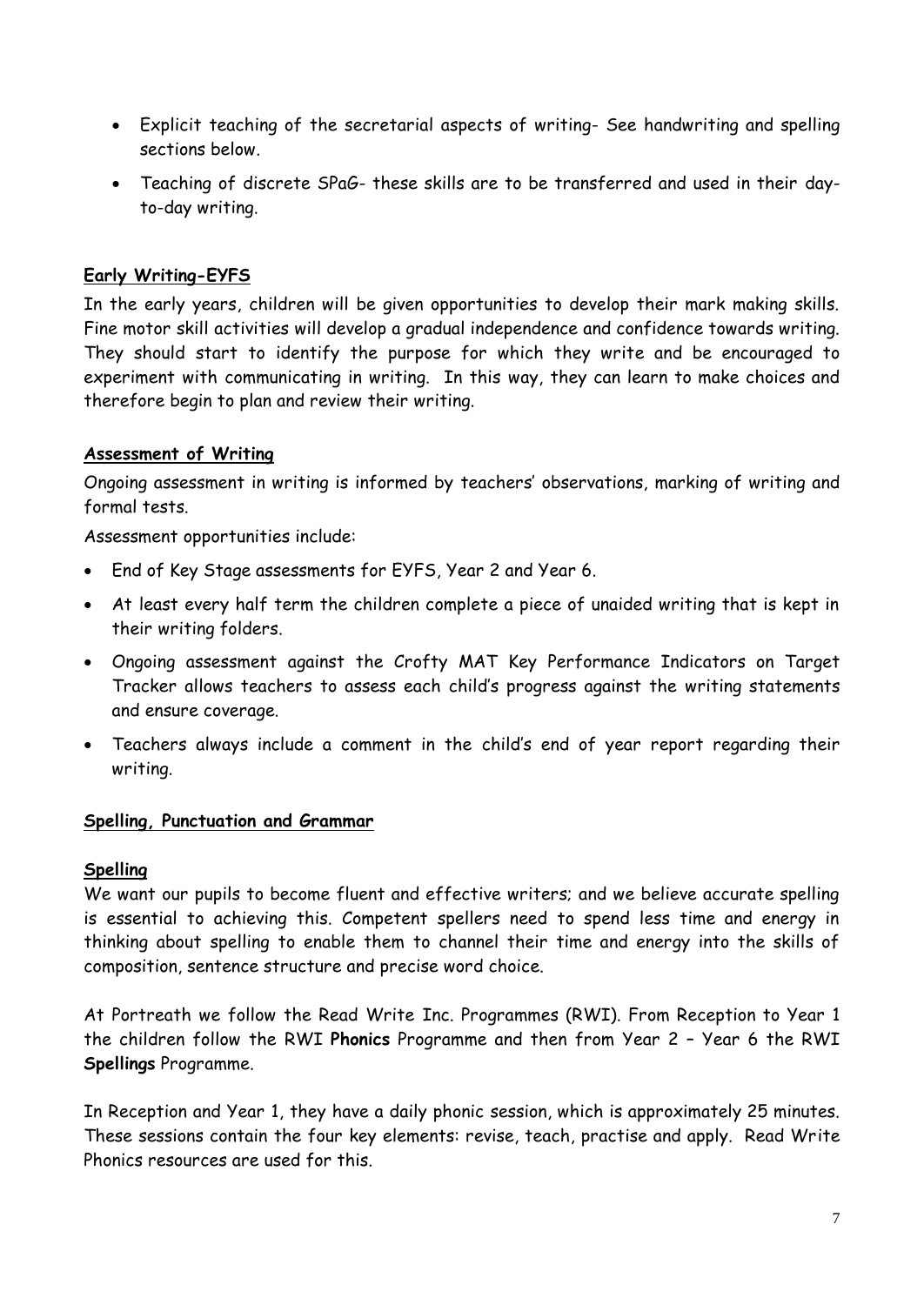- Explicit teaching of the secretarial aspects of writing- See handwriting and spelling sections below.
- Teaching of discrete SPaG- these skills are to be transferred and used in their day-to-day writing.

## Early Writing-EYFS

In the early years, children will be given opportunities to develop their mark making skills. Fine motor skill activities will develop a gradual independence and confidence towards writing. They should start to identify the purpose for which they write and be encouraged to experiment with communicating in writing. In this way, they can learn to make choices and therefore begin to plan and review their writing.

## Assessment of Writing

Ongoing assessment in writing is informed by teachers' observations, marking of writing and formal tests.

Assessment opportunities include:

- End of Key Stage assessments for EYFS, Year 2 and Year 6.
- At least every half term the children complete a piece of unaided writing that is kept in their writing folders.
- Ongoing assessment against the Crofty MAT Key Performance Indicators on Target Tracker allows teachers to assess each child's progress against the writing statements and ensure coverage.
- Teachers always include a comment in the child's end of year report regarding their writing.

## Spelling, Punctuation and Grammar

### Spelling

We want our pupils to become fluent and effective writers; and we believe accurate spelling is essential to achieving this. Competent spellers need to spend less time and energy in thinking about spelling to enable them to channel their time and energy into the skills of composition, sentence structure and precise word choice.

At Portreath we follow the Read Write Inc. Programmes (RWI). From Reception to Year 1 the children follow the RWI **Phonics** Programme and then from Year 2 – Year 6 the RWI **Spellings** Programme.

In Reception and Year 1, they have a daily phonic session, which is approximately 25 minutes. These sessions contain the four key elements: revise, teach, practise and apply. Read Write Phonics resources are used for this.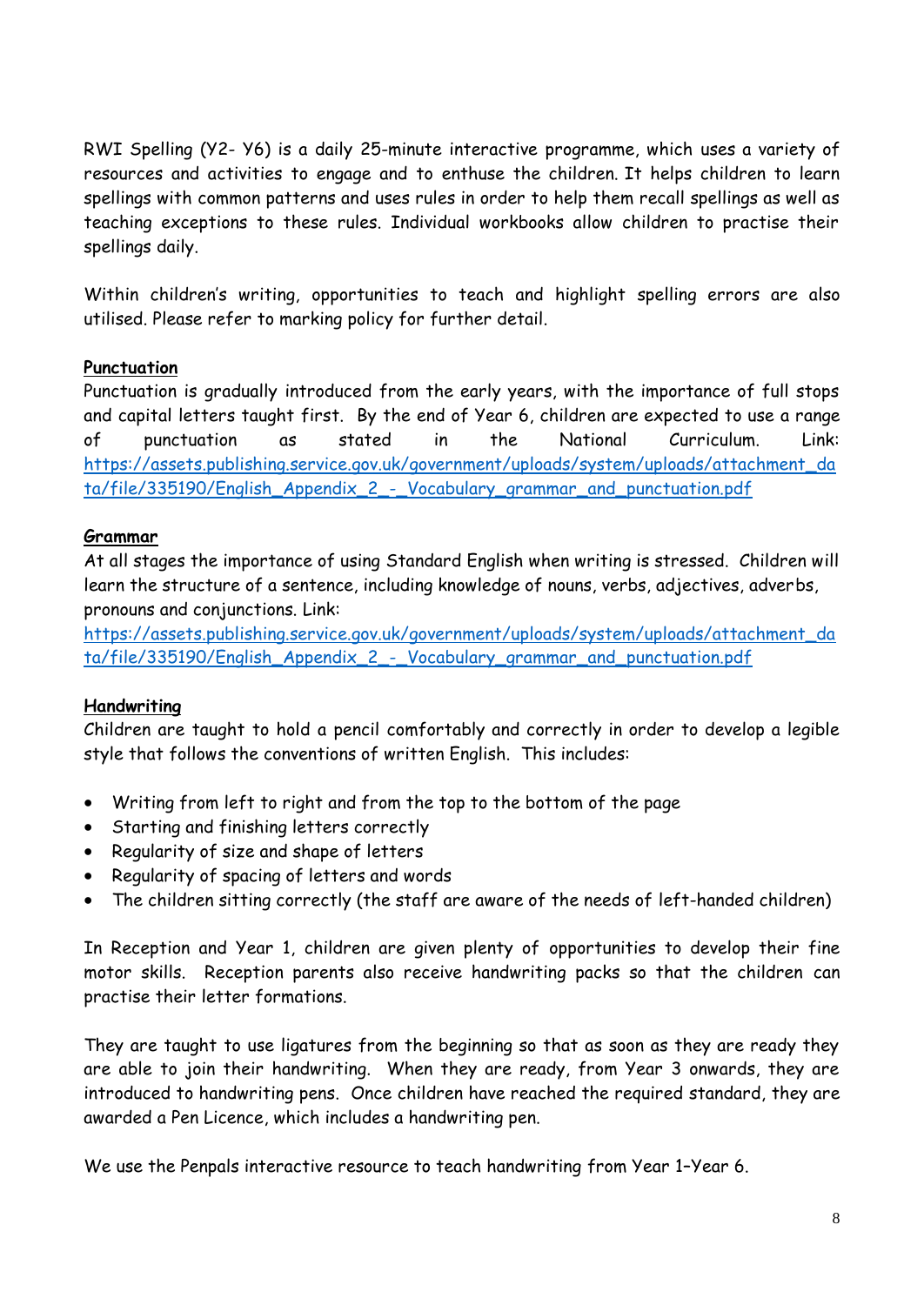RWI Spelling (Y2- Y6) is a daily 25-minute interactive programme, which uses a variety of resources and activities to engage and to enthuse the children. It helps children to learn spellings with common patterns and uses rules in order to help them recall spellings as well as teaching exceptions to these rules. Individual workbooks allow children to practise their spellings daily.

Within children's writing, opportunities to teach and highlight spelling errors are also utilised. Please refer to marking policy for further detail.

## Punctuation

Punctuation is gradually introduced from the early years, with the importance of full stops and capital letters taught first. By the end of Year 6, children are expected to use a range of punctuation as stated in the National Curriculum. Link: https://assets.publishing.service.gov.uk/government/uploads/system/uploads/attachment_data/file/335190/English_Appendix_2_-_Vocabulary_grammar_and_punctuation.pdf

## Grammar

At all stages the importance of using Standard English when writing is stressed. Children will learn the structure of a sentence, including knowledge of nouns, verbs, adjectives, adverbs, pronouns and conjunctions. Link: https://assets.publishing.service.gov.uk/government/uploads/system/uploads/attachment_data/file/335190/English_Appendix_2_-_Vocabulary_grammar_and_punctuation.pdf

## Handwriting

Children are taught to hold a pencil comfortably and correctly in order to develop a legible style that follows the conventions of written English. This includes:

- Writing from left to right and from the top to the bottom of the page
- Starting and finishing letters correctly
- Regularity of size and shape of letters
- Regularity of spacing of letters and words
- The children sitting correctly (the staff are aware of the needs of left-handed children)

In Reception and Year 1, children are given plenty of opportunities to develop their fine motor skills. Reception parents also receive handwriting packs so that the children can practise their letter formations.

They are taught to use ligatures from the beginning so that as soon as they are ready they are able to join their handwriting. When they are ready, from Year 3 onwards, they are introduced to handwriting pens. Once children have reached the required standard, they are awarded a Pen Licence, which includes a handwriting pen.

We use the Penpals interactive resource to teach handwriting from Year 1–Year 6.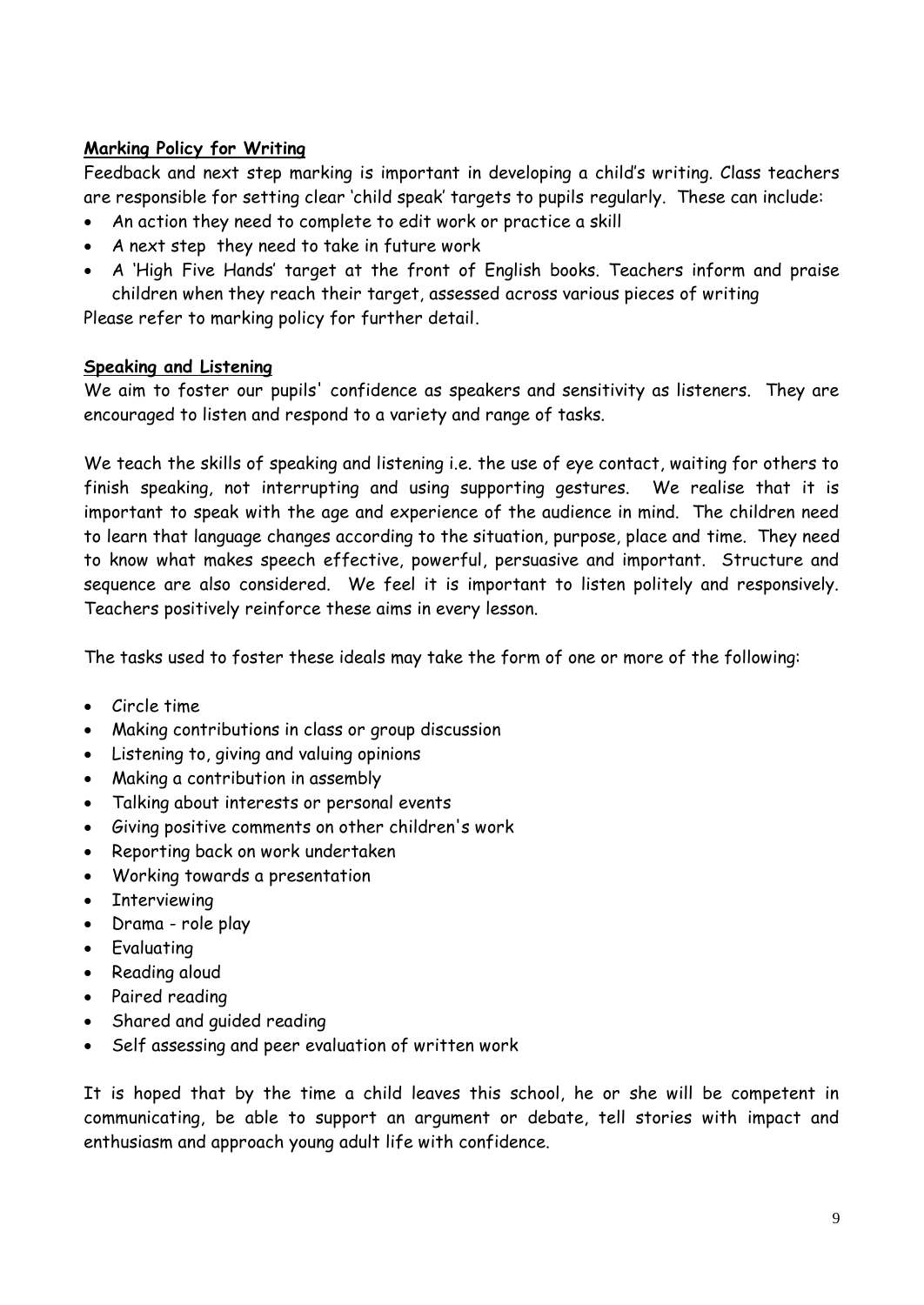**Marking Policy for Writing**

Feedback and next step marking is important in developing a child's writing. Class teachers are responsible for setting clear 'child speak' targets to pupils regularly. These can include:

- An action they need to complete to edit work or practice a skill
- A next step they need to take in future work
- A 'High Five Hands' target at the front of English books. Teachers inform and praise children when they reach their target, assessed across various pieces of writing

Please refer to marking policy for further detail.

**Speaking and Listening**

We aim to foster our pupils' confidence as speakers and sensitivity as listeners. They are encouraged to listen and respond to a variety and range of tasks.

We teach the skills of speaking and listening i.e. the use of eye contact, waiting for others to finish speaking, not interrupting and using supporting gestures. We realise that it is important to speak with the age and experience of the audience in mind. The children need to learn that language changes according to the situation, purpose, place and time. They need to know what makes speech effective, powerful, persuasive and important. Structure and sequence are also considered. We feel it is important to listen politely and responsively. Teachers positively reinforce these aims in every lesson.

The tasks used to foster these ideals may take the form of one or more of the following:

- Circle time
- Making contributions in class or group discussion
- Listening to, giving and valuing opinions
- Making a contribution in assembly
- Talking about interests or personal events
- Giving positive comments on other children's work
- Reporting back on work undertaken
- Working towards a presentation
- Interviewing
- Drama - role play
- Evaluating
- Reading aloud
- Paired reading
- Shared and guided reading
- Self assessing and peer evaluation of written work

It is hoped that by the time a child leaves this school, he or she will be competent in communicating, be able to support an argument or debate, tell stories with impact and enthusiasm and approach young adult life with confidence.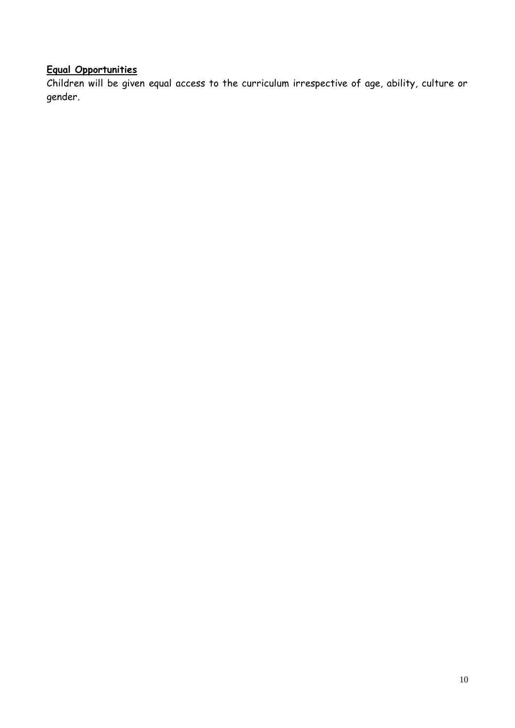**Equal Opportunities**

Children will be given equal access to the curriculum irrespective of age, ability, culture or gender.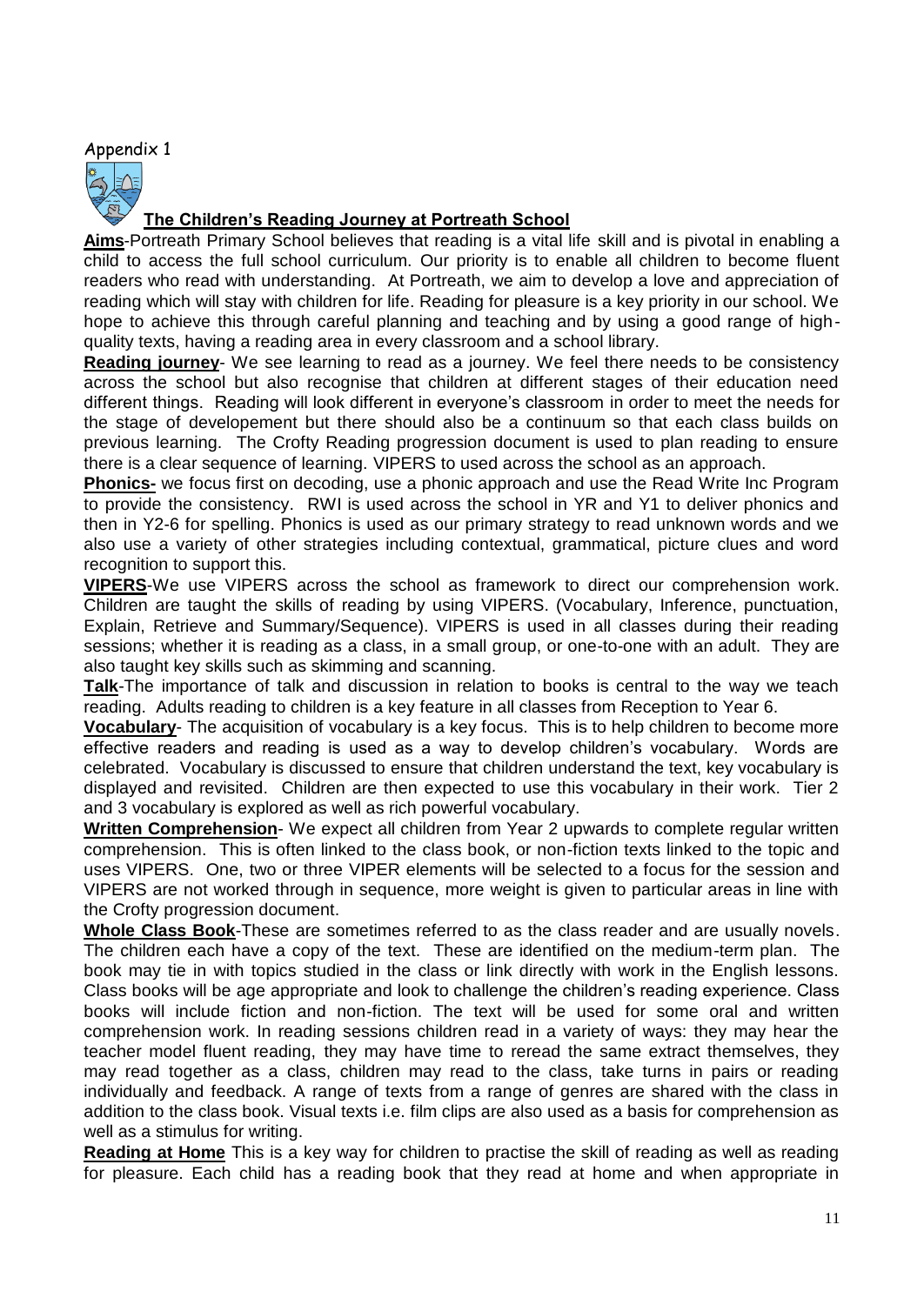Appendix 1

## The Children's Reading Journey at Portreath School

**Aims**-Portreath Primary School believes that reading is a vital life skill and is pivotal in enabling a child to access the full school curriculum. Our priority is to enable all children to become fluent readers who read with understanding. At Portreath, we aim to develop a love and appreciation of reading which will stay with children for life. Reading for pleasure is a key priority in our school. We hope to achieve this through careful planning and teaching and by using a good range of high-quality texts, having a reading area in every classroom and a school library.

**Reading journey**- We see learning to read as a journey. We feel there needs to be consistency across the school but also recognise that children at different stages of their education need different things. Reading will look different in everyone's classroom in order to meet the needs for the stage of developement but there should also be a continuum so that each class builds on previous learning. The Crofty Reading progression document is used to plan reading to ensure there is a clear sequence of learning. VIPERS to used across the school as an approach.

**Phonics-** we focus first on decoding, use a phonic approach and use the Read Write Inc Program to provide the consistency. RWI is used across the school in YR and Y1 to deliver phonics and then in Y2-6 for spelling. Phonics is used as our primary strategy to read unknown words and we also use a variety of other strategies including contextual, grammatical, picture clues and word recognition to support this.

**VIPERS**-We use VIPERS across the school as framework to direct our comprehension work. Children are taught the skills of reading by using VIPERS. (Vocabulary, Inference, punctuation, Explain, Retrieve and Summary/Sequence). VIPERS is used in all classes during their reading sessions; whether it is reading as a class, in a small group, or one-to-one with an adult. They are also taught key skills such as skimming and scanning.

**Talk**-The importance of talk and discussion in relation to books is central to the way we teach reading. Adults reading to children is a key feature in all classes from Reception to Year 6.

**Vocabulary**- The acquisition of vocabulary is a key focus. This is to help children to become more effective readers and reading is used as a way to develop children's vocabulary. Words are celebrated. Vocabulary is discussed to ensure that children understand the text, key vocabulary is displayed and revisited. Children are then expected to use this vocabulary in their work. Tier 2 and 3 vocabulary is explored as well as rich powerful vocabulary.

**Written Comprehension**- We expect all children from Year 2 upwards to complete regular written comprehension. This is often linked to the class book, or non-fiction texts linked to the topic and uses VIPERS. One, two or three VIPER elements will be selected to a focus for the session and VIPERS are not worked through in sequence, more weight is given to particular areas in line with the Crofty progression document.

**Whole Class Book**-These are sometimes referred to as the class reader and are usually novels. The children each have a copy of the text. These are identified on the medium-term plan. The book may tie in with topics studied in the class or link directly with work in the English lessons. Class books will be age appropriate and look to challenge the children's reading experience. Class books will include fiction and non-fiction. The text will be used for some oral and written comprehension work. In reading sessions children read in a variety of ways: they may hear the teacher model fluent reading, they may have time to reread the same extract themselves, they may read together as a class, children may read to the class, take turns in pairs or reading individually and feedback. A range of texts from a range of genres are shared with the class in addition to the class book. Visual texts i.e. film clips are also used as a basis for comprehension as well as a stimulus for writing.

**Reading at Home** This is a key way for children to practise the skill of reading as well as reading for pleasure. Each child has a reading book that they read at home and when appropriate in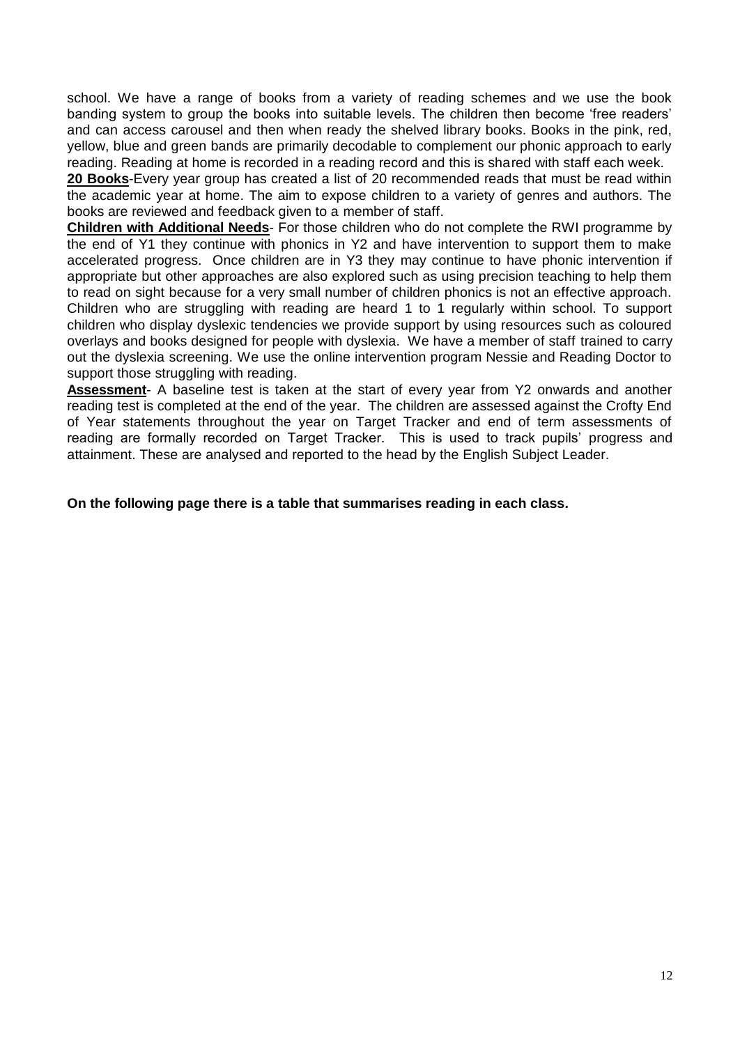school. We have a range of books from a variety of reading schemes and we use the book banding system to group the books into suitable levels. The children then become 'free readers' and can access carousel and then when ready the shelved library books. Books in the pink, red, yellow, blue and green bands are primarily decodable to complement our phonic approach to early reading. Reading at home is recorded in a reading record and this is shared with staff each week.

**20 Books**-Every year group has created a list of 20 recommended reads that must be read within the academic year at home. The aim to expose children to a variety of genres and authors. The books are reviewed and feedback given to a member of staff.

**Children with Additional Needs**- For those children who do not complete the RWI programme by the end of Y1 they continue with phonics in Y2 and have intervention to support them to make accelerated progress. Once children are in Y3 they may continue to have phonic intervention if appropriate but other approaches are also explored such as using precision teaching to help them to read on sight because for a very small number of children phonics is not an effective approach. Children who are struggling with reading are heard 1 to 1 regularly within school. To support children who display dyslexic tendencies we provide support by using resources such as coloured overlays and books designed for people with dyslexia. We have a member of staff trained to carry out the dyslexia screening. We use the online intervention program Nessie and Reading Doctor to support those struggling with reading.

**Assessment**- A baseline test is taken at the start of every year from Y2 onwards and another reading test is completed at the end of the year. The children are assessed against the Crofty End of Year statements throughout the year on Target Tracker and end of term assessments of reading are formally recorded on Target Tracker. This is used to track pupils' progress and attainment. These are analysed and reported to the head by the English Subject Leader.

**On the following page there is a table that summarises reading in each class.**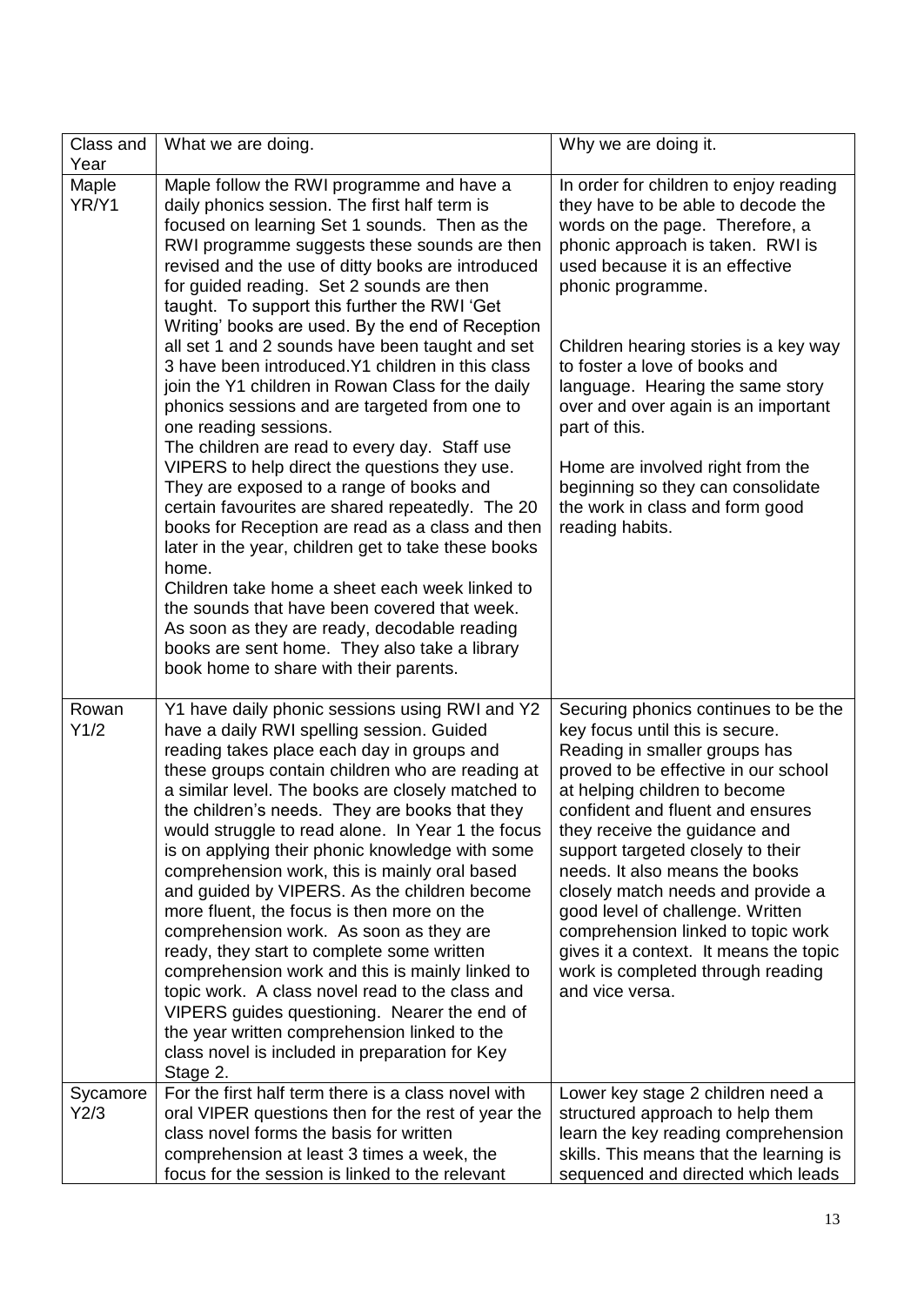| Class and Year | What we are doing. | Why we are doing it. |
|---|---|---|
| Maple YR/Y1 | Maple follow the RWI programme and have a daily phonics session. The first half term is focused on learning Set 1 sounds. Then as the RWI programme suggests these sounds are then revised and the use of ditty books are introduced for guided reading. Set 2 sounds are then taught. To support this further the RWI 'Get Writing' books are used. By the end of Reception all set 1 and 2 sounds have been taught and set 3 have been introduced.Y1 children in this class join the Y1 children in Rowan Class for the daily phonics sessions and are targeted from one to one reading sessions.<br>The children are read to every day. Staff use VIPERS to help direct the questions they use. They are exposed to a range of books and certain favourites are shared repeatedly. The 20 books for Reception are read as a class and then later in the year, children get to take these books home.<br>Children take home a sheet each week linked to the sounds that have been covered that week. As soon as they are ready, decodable reading books are sent home. They also take a library book home to share with their parents. | In order for children to enjoy reading they have to be able to decode the words on the page. Therefore, a phonic approach is taken. RWI is used because it is an effective phonic programme.<br><br>Children hearing stories is a key way to foster a love of books and language. Hearing the same story over and over again is an important part of this.<br><br>Home are involved right from the beginning so they can consolidate the work in class and form good reading habits. |
| Rowan Y1/2 | Y1 have daily phonic sessions using RWI and Y2 have a daily RWI spelling session. Guided reading takes place each day in groups and these groups contain children who are reading at a similar level. The books are closely matched to the children's needs. They are books that they would struggle to read alone. In Year 1 the focus is on applying their phonic knowledge with some comprehension work, this is mainly oral based and guided by VIPERS. As the children become more fluent, the focus is then more on the comprehension work. As soon as they are ready, they start to complete some written comprehension work and this is mainly linked to topic work. A class novel read to the class and VIPERS guides questioning. Nearer the end of the year written comprehension linked to the class novel is included in preparation for Key Stage 2. | Securing phonics continues to be the key focus until this is secure. Reading in smaller groups has proved to be effective in our school at helping children to become confident and fluent and ensures they receive the guidance and support targeted closely to their needs. It also means the books closely match needs and provide a good level of challenge. Written comprehension linked to topic work gives it a context. It means the topic work is completed through reading and vice versa. |
| Sycamore Y2/3 | For the first half term there is a class novel with oral VIPER questions then for the rest of year the class novel forms the basis for written comprehension at least 3 times a week, the focus for the session is linked to the relevant | Lower key stage 2 children need a structured approach to help them learn the key reading comprehension skills. This means that the learning is sequenced and directed which leads |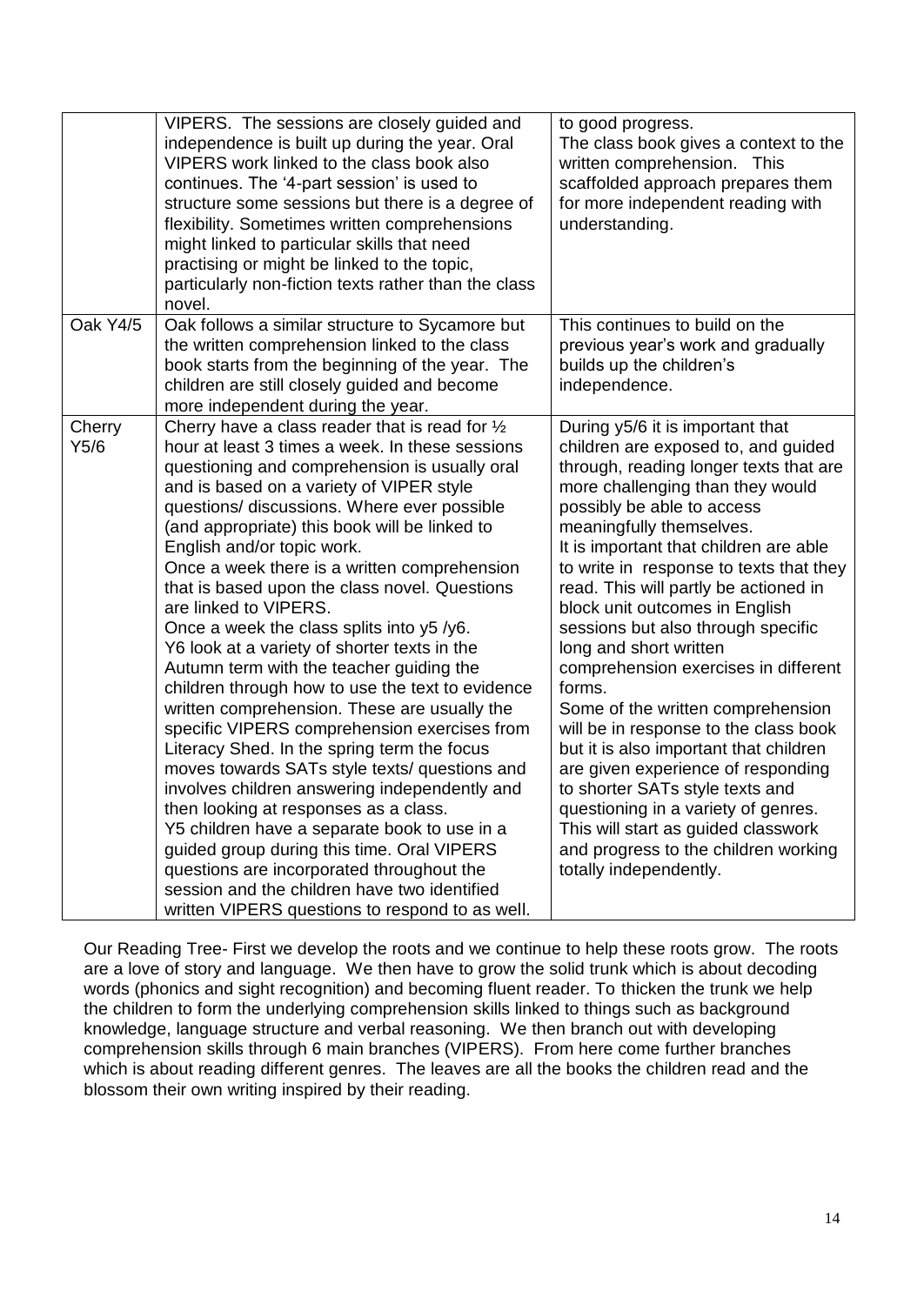| | | |
|---|---|---|
| | VIPERS. The sessions are closely guided and independence is built up during the year. Oral VIPERS work linked to the class book also continues. The '4-part session' is used to structure some sessions but there is a degree of flexibility. Sometimes written comprehensions might linked to particular skills that need practising or might be linked to the topic, particularly non-fiction texts rather than the class novel. | to good progress.<br>The class book gives a context to the written comprehension. This scaffolded approach prepares them for more independent reading with understanding. |
| Oak Y4/5 | Oak follows a similar structure to Sycamore but the written comprehension linked to the class book starts from the beginning of the year. The children are still closely guided and become more independent during the year. | This continues to build on the previous year's work and gradually builds up the children's independence. |
| Cherry Y5/6 | Cherry have a class reader that is read for ½ hour at least 3 times a week. In these sessions questioning and comprehension is usually oral and is based on a variety of VIPER style questions/ discussions. Where ever possible (and appropriate) this book will be linked to English and/or topic work.<br>Once a week there is a written comprehension that is based upon the class novel. Questions are linked to VIPERS.<br>Once a week the class splits into y5 /y6.<br>Y6 look at a variety of shorter texts in the Autumn term with the teacher guiding the children through how to use the text to evidence written comprehension. These are usually the specific VIPERS comprehension exercises from Literacy Shed. In the spring term the focus moves towards SATs style texts/ questions and involves children answering independently and then looking at responses as a class.<br>Y5 children have a separate book to use in a guided group during this time. Oral VIPERS questions are incorporated throughout the session and the children have two identified written VIPERS questions to respond to as well. | During y5/6 it is important that children are exposed to, and guided through, reading longer texts that are more challenging than they would possibly be able to access meaningfully themselves.<br>It is important that children are able to write in response to texts that they read. This will partly be actioned in block unit outcomes in English sessions but also through specific long and short written comprehension exercises in different forms.<br>Some of the written comprehension will be in response to the class book but it is also important that children are given experience of responding to shorter SATs style texts and questioning in a variety of genres. This will start as guided classwork and progress to the children working totally independently. |

Our Reading Tree- First we develop the roots and we continue to help these roots grow. The roots are a love of story and language. We then have to grow the solid trunk which is about decoding words (phonics and sight recognition) and becoming fluent reader. To thicken the trunk we help the children to form the underlying comprehension skills linked to things such as background knowledge, language structure and verbal reasoning. We then branch out with developing comprehension skills through 6 main branches (VIPERS). From here come further branches which is about reading different genres. The leaves are all the books the children read and the blossom their own writing inspired by their reading.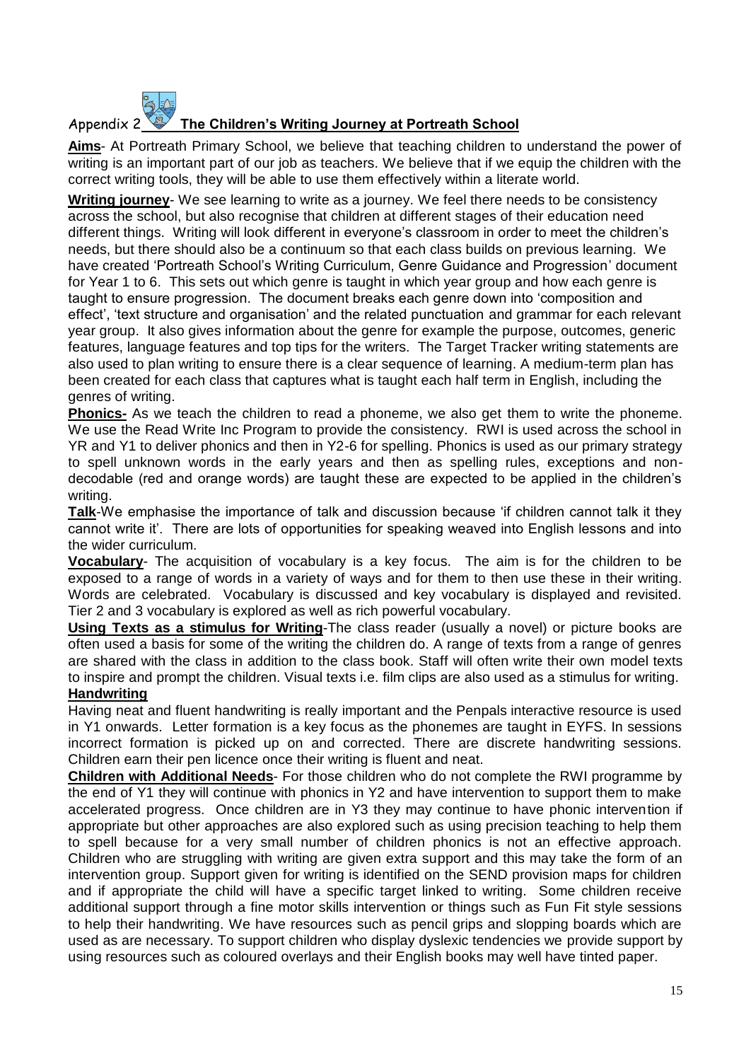## Appendix 2 The Children's Writing Journey at Portreath School

**Aims**- At Portreath Primary School, we believe that teaching children to understand the power of writing is an important part of our job as teachers. We believe that if we equip the children with the correct writing tools, they will be able to use them effectively within a literate world.

**Writing journey**- We see learning to write as a journey. We feel there needs to be consistency across the school, but also recognise that children at different stages of their education need different things. Writing will look different in everyone's classroom in order to meet the children's needs, but there should also be a continuum so that each class builds on previous learning. We have created 'Portreath School's Writing Curriculum, Genre Guidance and Progression' document for Year 1 to 6. This sets out which genre is taught in which year group and how each genre is taught to ensure progression. The document breaks each genre down into 'composition and effect', 'text structure and organisation' and the related punctuation and grammar for each relevant year group. It also gives information about the genre for example the purpose, outcomes, generic features, language features and top tips for the writers. The Target Tracker writing statements are also used to plan writing to ensure there is a clear sequence of learning. A medium-term plan has been created for each class that captures what is taught each half term in English, including the genres of writing.

**Phonics-** As we teach the children to read a phoneme, we also get them to write the phoneme. We use the Read Write Inc Program to provide the consistency. RWI is used across the school in YR and Y1 to deliver phonics and then in Y2-6 for spelling. Phonics is used as our primary strategy to spell unknown words in the early years and then as spelling rules, exceptions and non-decodable (red and orange words) are taught these are expected to be applied in the children's writing.

**Talk**-We emphasise the importance of talk and discussion because 'if children cannot talk it they cannot write it'. There are lots of opportunities for speaking weaved into English lessons and into the wider curriculum.

**Vocabulary**- The acquisition of vocabulary is a key focus. The aim is for the children to be exposed to a range of words in a variety of ways and for them to then use these in their writing. Words are celebrated. Vocabulary is discussed and key vocabulary is displayed and revisited. Tier 2 and 3 vocabulary is explored as well as rich powerful vocabulary.

**Using Texts as a stimulus for Writing**-The class reader (usually a novel) or picture books are often used a basis for some of the writing the children do. A range of texts from a range of genres are shared with the class in addition to the class book. Staff will often write their own model texts to inspire and prompt the children. Visual texts i.e. film clips are also used as a stimulus for writing.

**Handwriting**

Having neat and fluent handwriting is really important and the Penpals interactive resource is used in Y1 onwards. Letter formation is a key focus as the phonemes are taught in EYFS. In sessions incorrect formation is picked up on and corrected. There are discrete handwriting sessions. Children earn their pen licence once their writing is fluent and neat.

**Children with Additional Needs**- For those children who do not complete the RWI programme by the end of Y1 they will continue with phonics in Y2 and have intervention to support them to make accelerated progress. Once children are in Y3 they may continue to have phonic intervention if appropriate but other approaches are also explored such as using precision teaching to help them to spell because for a very small number of children phonics is not an effective approach. Children who are struggling with writing are given extra support and this may take the form of an intervention group. Support given for writing is identified on the SEND provision maps for children and if appropriate the child will have a specific target linked to writing. Some children receive additional support through a fine motor skills intervention or things such as Fun Fit style sessions to help their handwriting. We have resources such as pencil grips and slopping boards which are used as are necessary. To support children who display dyslexic tendencies we provide support by using resources such as coloured overlays and their English books may well have tinted paper.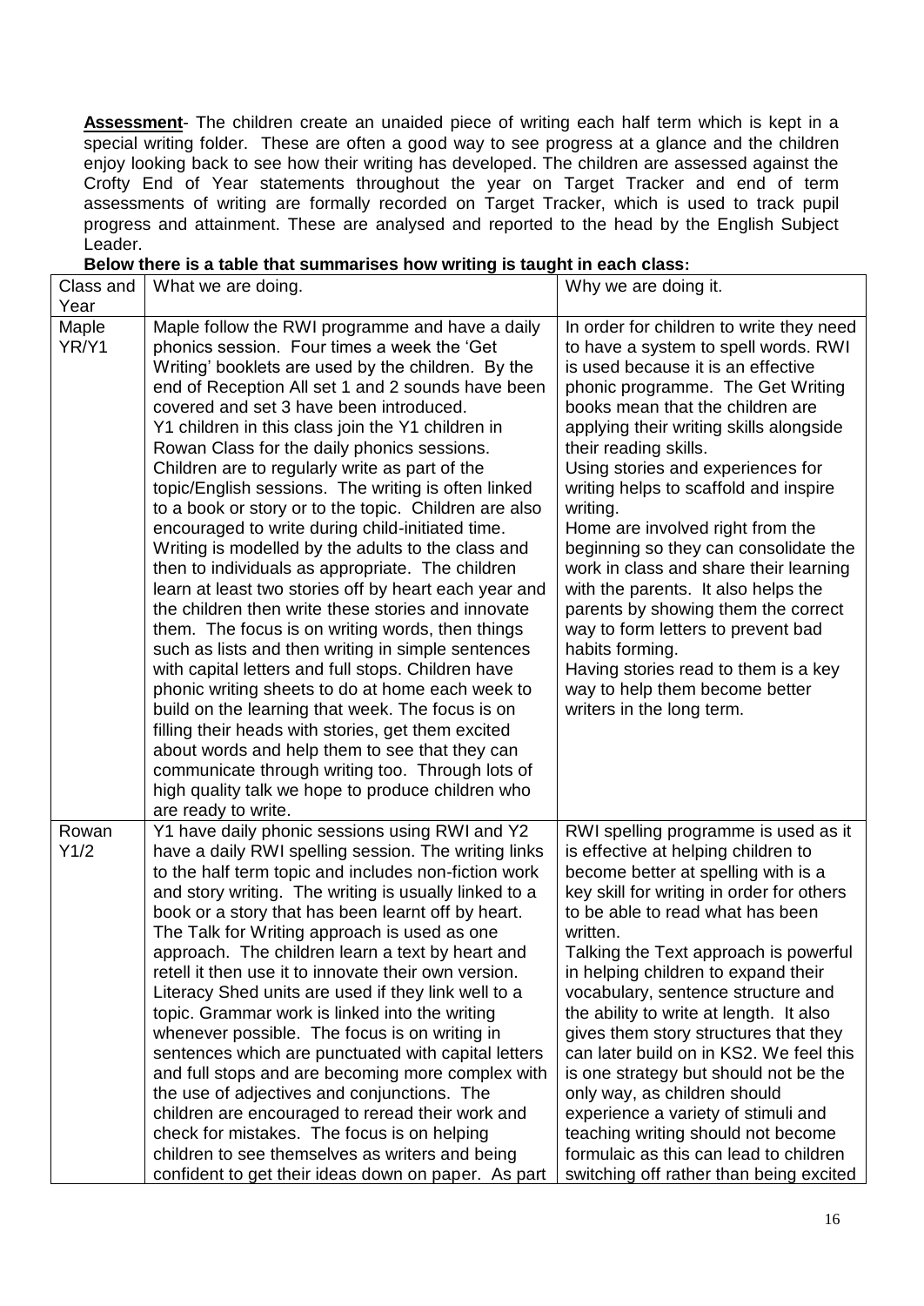**Assessment**- The children create an unaided piece of writing each half term which is kept in a special writing folder. These are often a good way to see progress at a glance and the children enjoy looking back to see how their writing has developed. The children are assessed against the Crofty End of Year statements throughout the year on Target Tracker and end of term assessments of writing are formally recorded on Target Tracker, which is used to track pupil progress and attainment. These are analysed and reported to the head by the English Subject Leader.

**Below there is a table that summarises how writing is taught in each class:**

| Class and Year | What we are doing. | Why we are doing it. |
|---|---|---|
| Maple YR/Y1 | Maple follow the RWI programme and have a daily phonics session. Four times a week the 'Get Writing' booklets are used by the children. By the end of Reception All set 1 and 2 sounds have been covered and set 3 have been introduced. Y1 children in this class join the Y1 children in Rowan Class for the daily phonics sessions. Children are to regularly write as part of the topic/English sessions. The writing is often linked to a book or story or to the topic. Children are also encouraged to write during child-initiated time. Writing is modelled by the adults to the class and then to individuals as appropriate. The children learn at least two stories off by heart each year and the children then write these stories and innovate them. The focus is on writing words, then things such as lists and then writing in simple sentences with capital letters and full stops. Children have phonic writing sheets to do at home each week to build on the learning that week. The focus is on filling their heads with stories, get them excited about words and help them to see that they can communicate through writing too. Through lots of high quality talk we hope to produce children who are ready to write. | In order for children to write they need to have a system to spell words. RWI is used because it is an effective phonic programme. The Get Writing books mean that the children are applying their writing skills alongside their reading skills. Using stories and experiences for writing helps to scaffold and inspire writing. Home are involved right from the beginning so they can consolidate the work in class and share their learning with the parents. It also helps the parents by showing them the correct way to form letters to prevent bad habits forming. Having stories read to them is a key way to help them become better writers in the long term. |
| Rowan Y1/2 | Y1 have daily phonic sessions using RWI and Y2 have a daily RWI spelling session. The writing links to the half term topic and includes non-fiction work and story writing. The writing is usually linked to a book or a story that has been learnt off by heart. The Talk for Writing approach is used as one approach. The children learn a text by heart and retell it then use it to innovate their own version. Literacy Shed units are used if they link well to a topic. Grammar work is linked into the writing whenever possible. The focus is on writing in sentences which are punctuated with capital letters and full stops and are becoming more complex with the use of adjectives and conjunctions. The children are encouraged to reread their work and check for mistakes. The focus is on helping children to see themselves as writers and being confident to get their ideas down on paper. As part | RWI spelling programme is used as it is effective at helping children to become better at spelling with is a key skill for writing in order for others to be able to read what has been written. Talking the Text approach is powerful in helping children to expand their vocabulary, sentence structure and the ability to write at length. It also gives them story structures that they can later build on in KS2. We feel this is one strategy but should not be the only way, as children should experience a variety of stimuli and teaching writing should not become formulaic as this can lead to children switching off rather than being excited |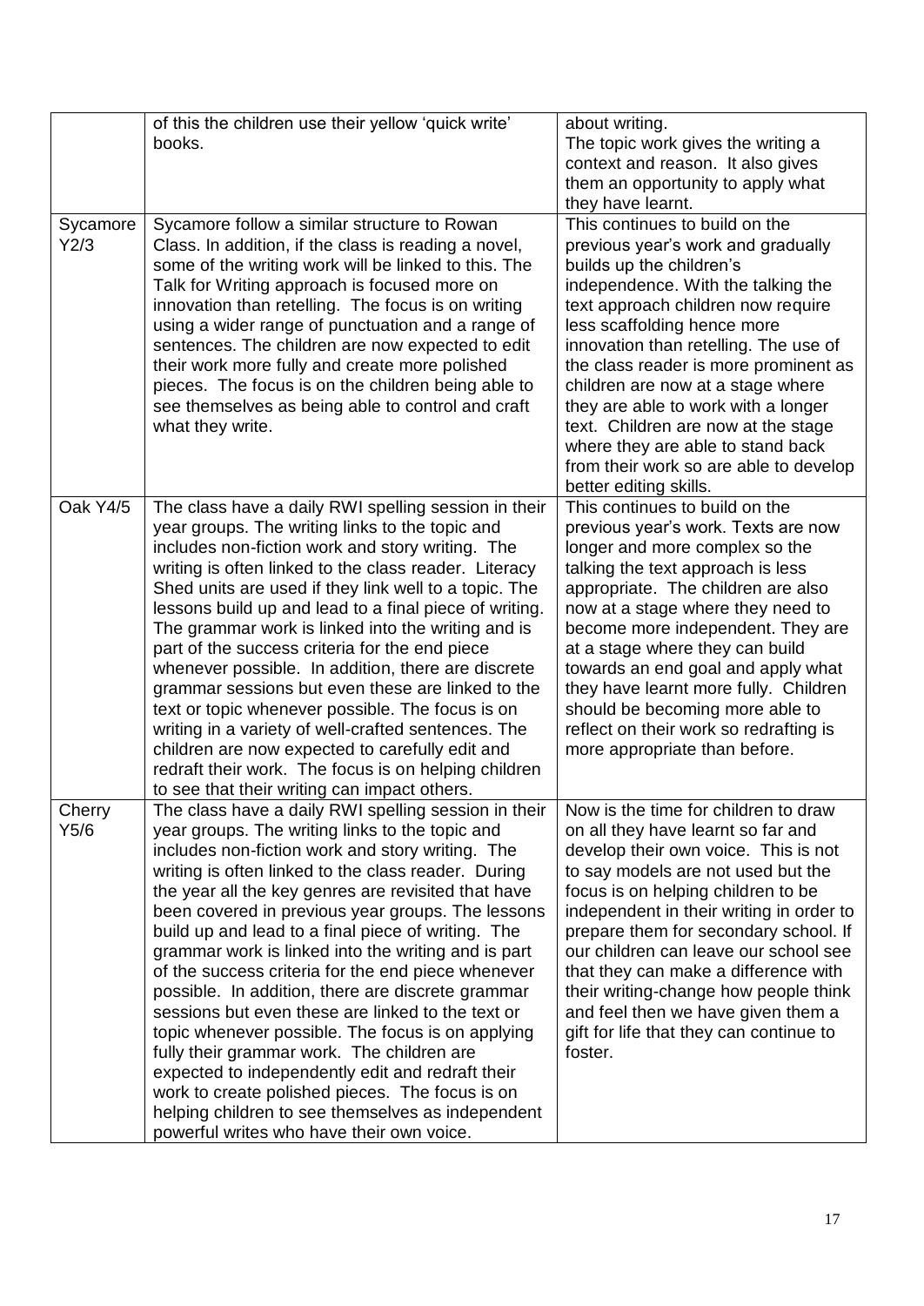| | | |
|---|---|---|
| | of this the children use their yellow 'quick write' books. | about writing. The topic work gives the writing a context and reason. It also gives them an opportunity to apply what they have learnt. |
| Sycamore Y2/3 | Sycamore follow a similar structure to Rowan Class. In addition, if the class is reading a novel, some of the writing work will be linked to this. The Talk for Writing approach is focused more on innovation than retelling. The focus is on writing using a wider range of punctuation and a range of sentences. The children are now expected to edit their work more fully and create more polished pieces. The focus is on the children being able to see themselves as being able to control and craft what they write. | This continues to build on the previous year's work and gradually builds up the children's independence. With the talking the text approach children now require less scaffolding hence more innovation than retelling. The use of the class reader is more prominent as children are now at a stage where they are able to work with a longer text. Children are now at the stage where they are able to stand back from their work so are able to develop better editing skills. |
| Oak Y4/5 | The class have a daily RWI spelling session in their year groups. The writing links to the topic and includes non-fiction work and story writing. The writing is often linked to the class reader. Literacy Shed units are used if they link well to a topic. The lessons build up and lead to a final piece of writing. The grammar work is linked into the writing and is part of the success criteria for the end piece whenever possible. In addition, there are discrete grammar sessions but even these are linked to the text or topic whenever possible. The focus is on writing in a variety of well-crafted sentences. The children are now expected to carefully edit and redraft their work. The focus is on helping children to see that their writing can impact others. | This continues to build on the previous year's work. Texts are now longer and more complex so the talking the text approach is less appropriate. The children are also now at a stage where they need to become more independent. They are at a stage where they can build towards an end goal and apply what they have learnt more fully. Children should be becoming more able to reflect on their work so redrafting is more appropriate than before. |
| Cherry Y5/6 | The class have a daily RWI spelling session in their year groups. The writing links to the topic and includes non-fiction work and story writing. The writing is often linked to the class reader. During the year all the key genres are revisited that have been covered in previous year groups. The lessons build up and lead to a final piece of writing. The grammar work is linked into the writing and is part of the success criteria for the end piece whenever possible. In addition, there are discrete grammar sessions but even these are linked to the text or topic whenever possible. The focus is on applying fully their grammar work. The children are expected to independently edit and redraft their work to create polished pieces. The focus is on helping children to see themselves as independent powerful writes who have their own voice. | Now is the time for children to draw on all they have learnt so far and develop their own voice. This is not to say models are not used but the focus is on helping children to be independent in their writing in order to prepare them for secondary school. If our children can leave our school see that they can make a difference with their writing-change how people think and feel then we have given them a gift for life that they can continue to foster. |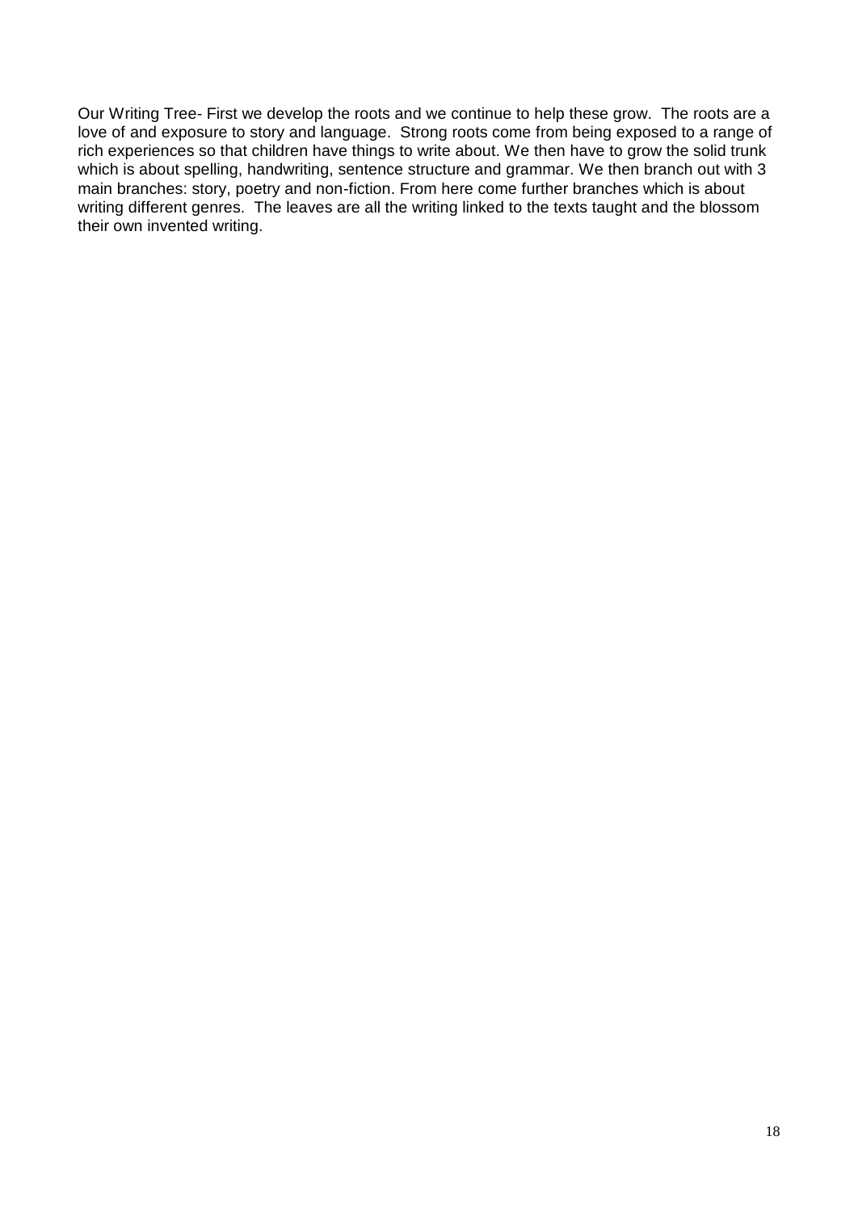Our Writing Tree- First we develop the roots and we continue to help these grow. The roots are a love of and exposure to story and language. Strong roots come from being exposed to a range of rich experiences so that children have things to write about. We then have to grow the solid trunk which is about spelling, handwriting, sentence structure and grammar. We then branch out with 3 main branches: story, poetry and non-fiction. From here come further branches which is about writing different genres. The leaves are all the writing linked to the texts taught and the blossom their own invented writing.